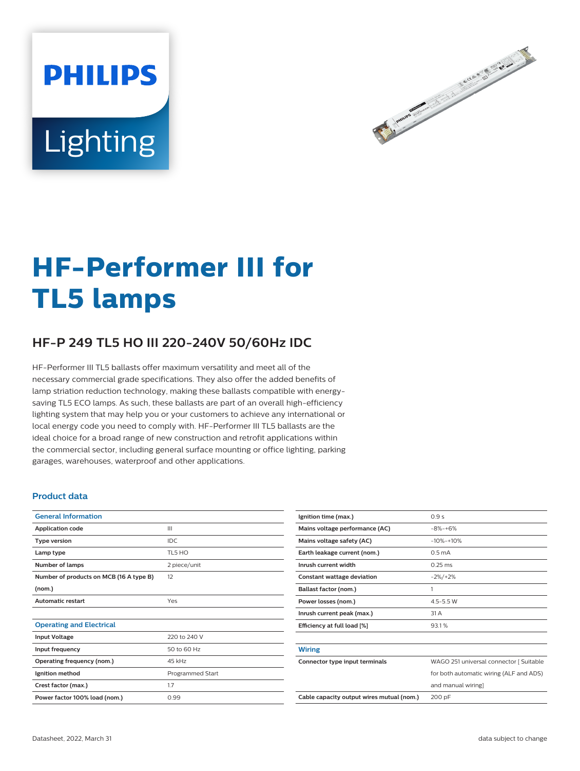PHILIPS

Lighting

# HF-Performer III for TL5 lamps

## HF-P 249 TL5 HO III 220-240V 50/60Hz IDC

HF-Performer III TL5 ballasts offer maximum versatility and meet all of the necessary commercial grade specifications. They also offer the added benefits of lamp striation reduction technology, making these ballasts compatible with energy-saving TL5 ECO lamps. As such, these ballasts are part of an overall high-efficiency lighting system that may help you or your customers to achieve any international or local energy code you need to comply with. HF-Performer III TL5 ballasts are the ideal choice for a broad range of new construction and retrofit applications within the commercial sector, including general surface mounting or office lighting, parking garages, warehouses, waterproof and other applications.

### Product data

| General Information | |
|---|---|
| Application code | III |
| Type version | IDC |
| Lamp type | TL5 HO |
| Number of lamps | 2 piece/unit |
| Number of products on MCB (16 A type B) (nom.) | 12 |
| Automatic restart | Yes |

| Operating and Electrical | |
|---|---|
| Input Voltage | 220 to 240 V |
| Input frequency | 50 to 60 Hz |
| Operating frequency (nom.) | 45 kHz |
| Ignition method | Programmed Start |
| Crest factor (max.) | 1.7 |
| Power factor 100% load (nom.) | 0.99 |
| Ignition time (max.) | 0.9 s |
| Mains voltage performance (AC) | -8%-+6% |
| Mains voltage safety (AC) | -10%-+10% |
| Earth leakage current (nom.) | 0.5 mA |
| Inrush current width | 0.25 ms |
| Constant wattage deviation | -2%/+2% |
| Ballast factor (nom.) | 1 |
| Power losses (nom.) | 4.5-5.5 W |
| Inrush current peak (max.) | 31 A |
| Efficiency at full load [%] | 93.1 % |

| Wiring | |
|---|---|
| Connector type input terminals | WAGO 251 universal connector [ Suitable for both automatic wiring (ALF and ADS) and manual wiring] |
| Cable capacity output wires mutual (nom.) | 200 pF |

Datasheet, 2022, March 31

data subject to change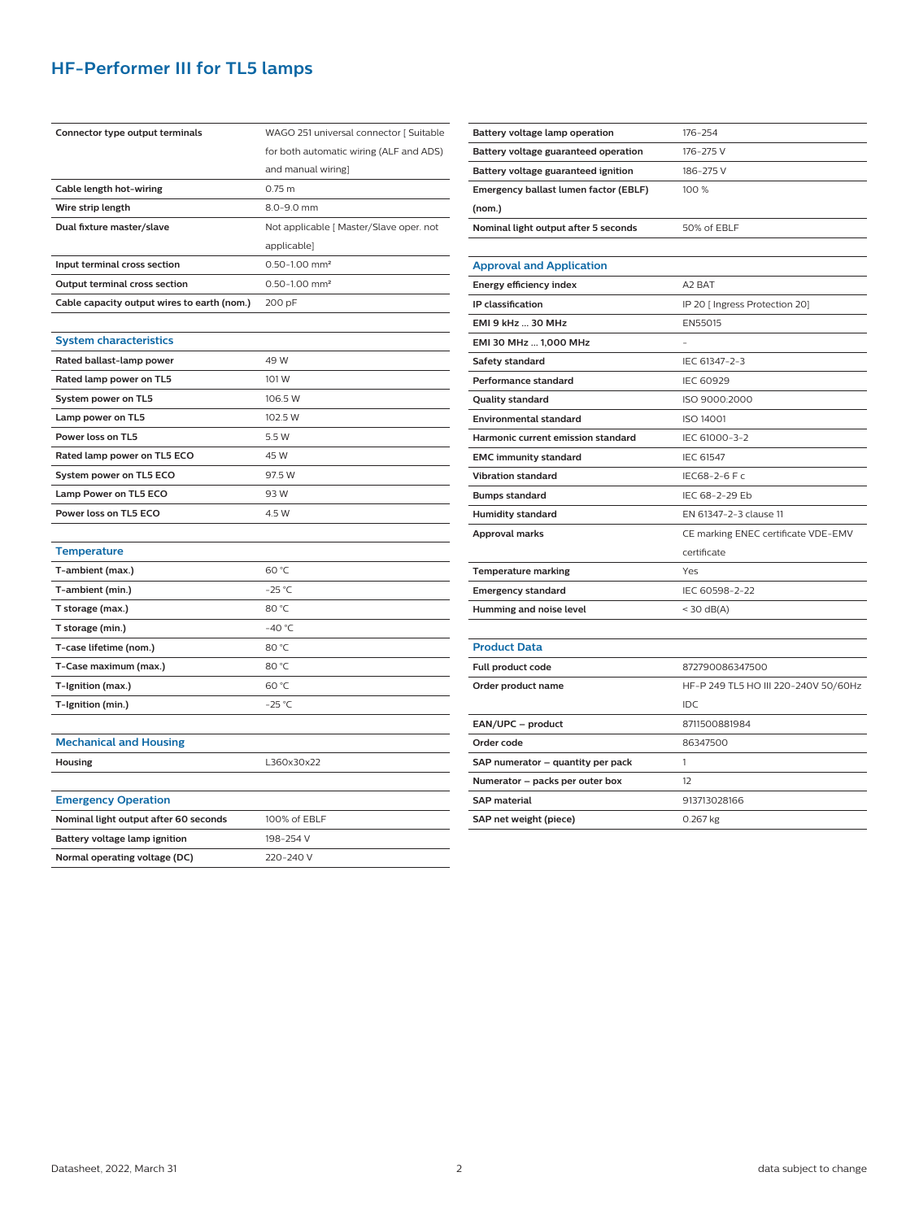# HF-Performer III for TL5 lamps

| | |
|---|---|
| **Connector type output terminals** | WAGO 251 universal connector [ Suitable for both automatic wiring (ALF and ADS) and manual wiring] |
| **Cable length hot-wiring** | 0.75 m |
| **Wire strip length** | 8.0-9.0 mm |
| **Dual fixture master/slave** | Not applicable [ Master/Slave oper. not applicable] |
| **Input terminal cross section** | 0.50-1.00 mm² |
| **Output terminal cross section** | 0.50-1.00 mm² |
| **Cable capacity output wires to earth (nom.)** | 200 pF |

## System characteristics

| | |
|---|---|
| **Rated ballast-lamp power** | 49 W |
| **Rated lamp power on TL5** | 101 W |
| **System power on TL5** | 106.5 W |
| **Lamp power on TL5** | 102.5 W |
| **Power loss on TL5** | 5.5 W |
| **Rated lamp power on TL5 ECO** | 45 W |
| **System power on TL5 ECO** | 97.5 W |
| **Lamp Power on TL5 ECO** | 93 W |
| **Power loss on TL5 ECO** | 4.5 W |

## Temperature

| | |
|---|---|
| **T-ambient (max.)** | 60 °C |
| **T-ambient (min.)** | -25 °C |
| **T storage (max.)** | 80 °C |
| **T storage (min.)** | -40 °C |
| **T-case lifetime (nom.)** | 80 °C |
| **T-Case maximum (max.)** | 80 °C |
| **T-Ignition (max.)** | 60 °C |
| **T-Ignition (min.)** | -25 °C |

## Mechanical and Housing

| | |
|---|---|
| **Housing** | L360x30x22 |

## Emergency Operation

| | |
|---|---|
| **Nominal light output after 60 seconds** | 100% of EBLF |
| **Battery voltage lamp ignition** | 198-254 V |
| **Normal operating voltage (DC)** | 220-240 V |
| **Battery voltage lamp operation** | 176-254 |
| **Battery voltage guaranteed operation** | 176-275 V |
| **Battery voltage guaranteed ignition** | 186-275 V |
| **Emergency ballast lumen factor (EBLF) (nom.)** | 100 % |
| **Nominal light output after 5 seconds** | 50% of EBLF |

## Approval and Application

| | |
|---|---|
| **Energy efficiency index** | A2 BAT |
| **IP classification** | IP 20 [ Ingress Protection 20] |
| **EMI 9 kHz ... 30 MHz** | EN55015 |
| **EMI 30 MHz ... 1,000 MHz** | - |
| **Safety standard** | IEC 61347-2-3 |
| **Performance standard** | IEC 60929 |
| **Quality standard** | ISO 9000:2000 |
| **Environmental standard** | ISO 14001 |
| **Harmonic current emission standard** | IEC 61000-3-2 |
| **EMC immunity standard** | IEC 61547 |
| **Vibration standard** | IEC68-2-6 F c |
| **Bumps standard** | IEC 68-2-29 Eb |
| **Humidity standard** | EN 61347-2-3 clause 11 |
| **Approval marks** | CE marking ENEC certificate VDE-EMV certificate |
| **Temperature marking** | Yes |
| **Emergency standard** | IEC 60598-2-22 |
| **Humming and noise level** | < 30 dB(A) |

## Product Data

| | |
|---|---|
| **Full product code** | 872790086347500 |
| **Order product name** | HF-P 249 TL5 HO III 220-240V 50/60Hz IDC |
| **EAN/UPC – product** | 8711500881984 |
| **Order code** | 86347500 |
| **SAP numerator – quantity per pack** | 1 |
| **Numerator – packs per outer box** | 12 |
| **SAP material** | 913713028166 |
| **SAP net weight (piece)** | 0.267 kg |

Datasheet, 2022, March 31 — data subject to change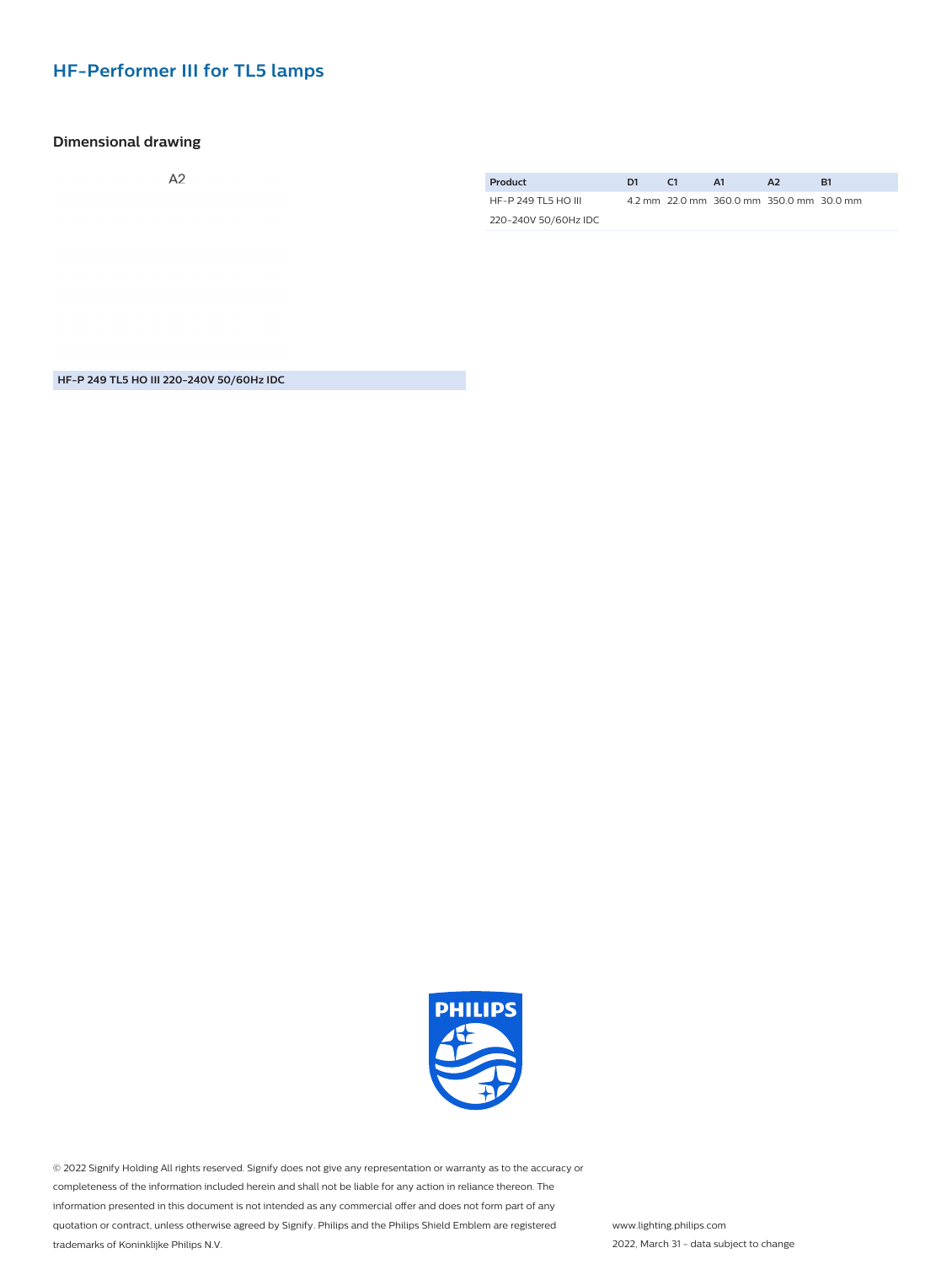## HF-Performer III for TL5 lamps

### Dimensional drawing

A2

| Product | D1 | C1 | A1 | A2 | B1 |
|---|---|---|---|---|---|
| HF-P 249 TL5 HO III 220-240V 50/60Hz IDC | 4.2 mm | 22.0 mm | 360.0 mm | 350.0 mm | 30.0 mm |

**HF-P 249 TL5 HO III 220-240V 50/60Hz IDC**

© 2022 Signify Holding All rights reserved. Signify does not give any representation or warranty as to the accuracy or completeness of the information included herein and shall not be liable for any action in reliance thereon. The information presented in this document is not intended as any commercial offer and does not form part of any quotation or contract, unless otherwise agreed by Signify. Philips and the Philips Shield Emblem are registered trademarks of Koninklijke Philips N.V.

www.lighting.philips.com

2022, March 31 - data subject to change